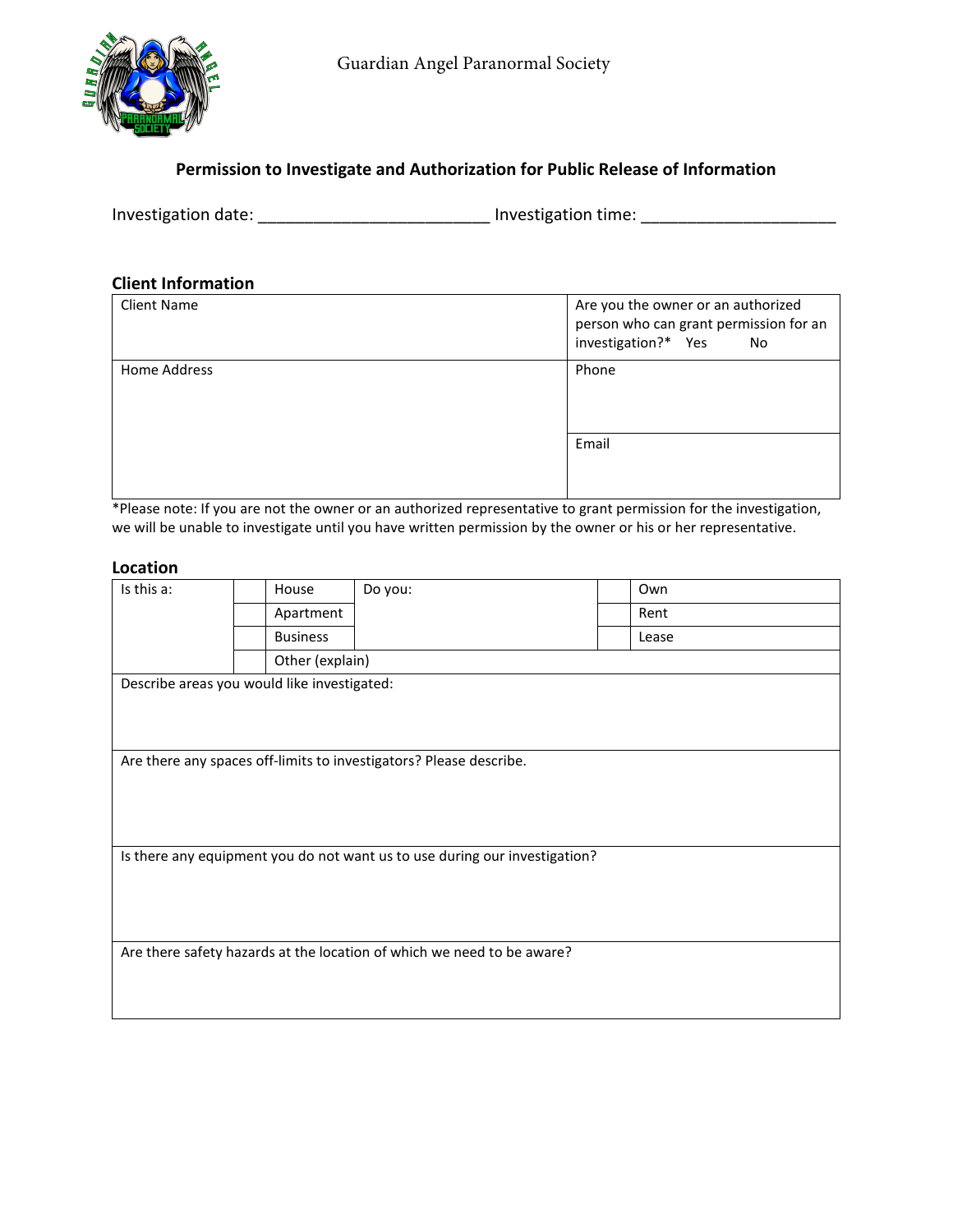Guardian Angel Paranormal Society

## Permission to Investigate and Authorization for Public Release of Information

Investigation date: ________________________ Investigation time: ____________________

### Client Information

| Client Name | Are you the owner or an authorized person who can grant permission for an investigation?* Yes No |
|---|---|
| Home Address | Phone |
| | Email |

*Please note: If you are not the owner or an authorized representative to grant permission for the investigation, we will be unable to investigate until you have written permission by the owner or his or her representative.

### Location

| Is this a: | | House | Do you: | | Own |
|---|---|---|---|---|---|
| | | Apartment | | | Rent |
| | | Business | | | Lease |
| | | Other (explain) | | | |
| Describe areas you would like investigated: | | | | | |
| Are there any spaces off-limits to investigators? Please describe. | | | | | |
| Is there any equipment you do not want us to use during our investigation? | | | | | |
| Are there safety hazards at the location of which we need to be aware? | | | | | |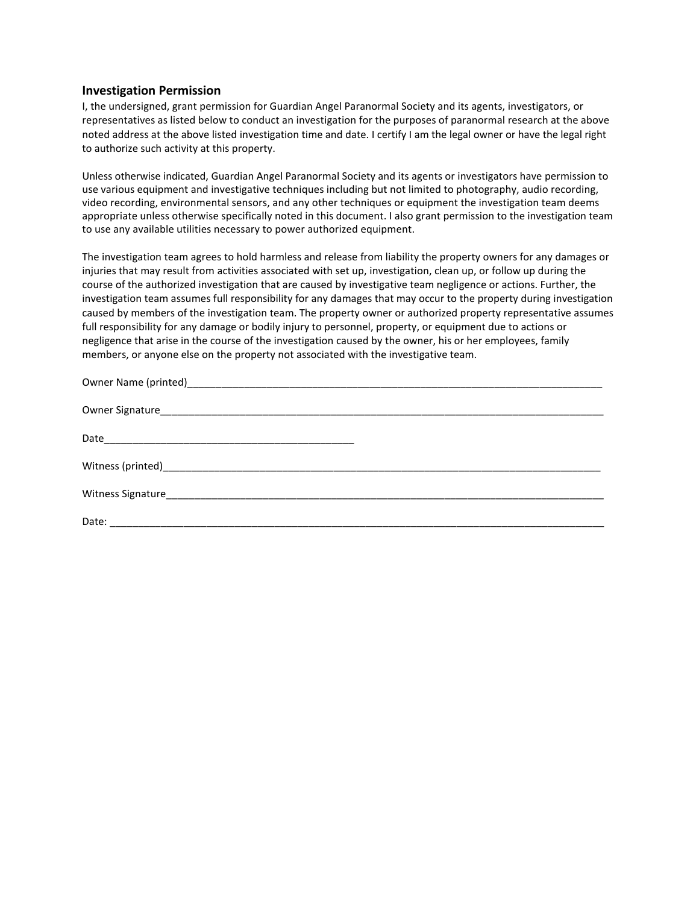## Investigation Permission

I, the undersigned, grant permission for Guardian Angel Paranormal Society and its agents, investigators, or representatives as listed below to conduct an investigation for the purposes of paranormal research at the above noted address at the above listed investigation time and date. I certify I am the legal owner or have the legal right to authorize such activity at this property.

Unless otherwise indicated, Guardian Angel Paranormal Society and its agents or investigators have permission to use various equipment and investigative techniques including but not limited to photography, audio recording, video recording, environmental sensors, and any other techniques or equipment the investigation team deems appropriate unless otherwise specifically noted in this document. I also grant permission to the investigation team to use any available utilities necessary to power authorized equipment.

The investigation team agrees to hold harmless and release from liability the property owners for any damages or injuries that may result from activities associated with set up, investigation, clean up, or follow up during the course of the authorized investigation that are caused by investigative team negligence or actions. Further, the investigation team assumes full responsibility for any damages that may occur to the property during investigation caused by members of the investigation team. The property owner or authorized property representative assumes full responsibility for any damage or bodily injury to personnel, property, or equipment due to actions or negligence that arise in the course of the investigation caused by the owner, his or her employees, family members, or anyone else on the property not associated with the investigative team.

Owner Name (printed)_______________________________________________________________________

Owner Signature___________________________________________________________________________

Date__________________________________________

Witness (printed)___________________________________________________________________________

Witness Signature__________________________________________________________________________

Date: ____________________________________________________________________________________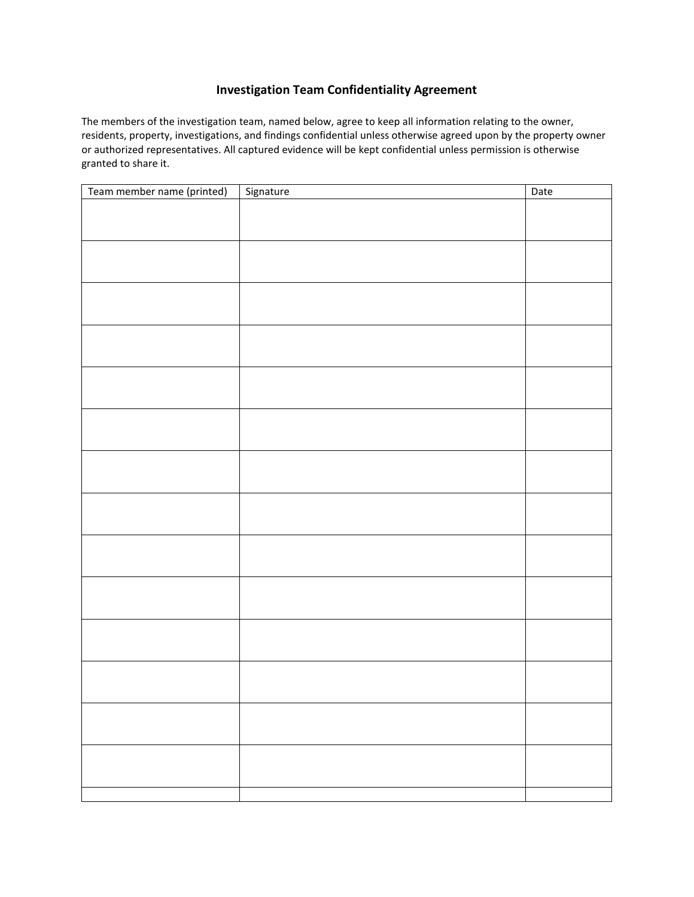# Investigation Team Confidentiality Agreement

The members of the investigation team, named below, agree to keep all information relating to the owner, residents, property, investigations, and findings confidential unless otherwise agreed upon by the property owner or authorized representatives. All captured evidence will be kept confidential unless permission is otherwise granted to share it.

| Team member name (printed) | Signature | Date |
| --- | --- | --- |
| | | |
| | | |
| | | |
| | | |
| | | |
| | | |
| | | |
| | | |
| | | |
| | | |
| | | |
| | | |
| | | |
| | | |
| | | |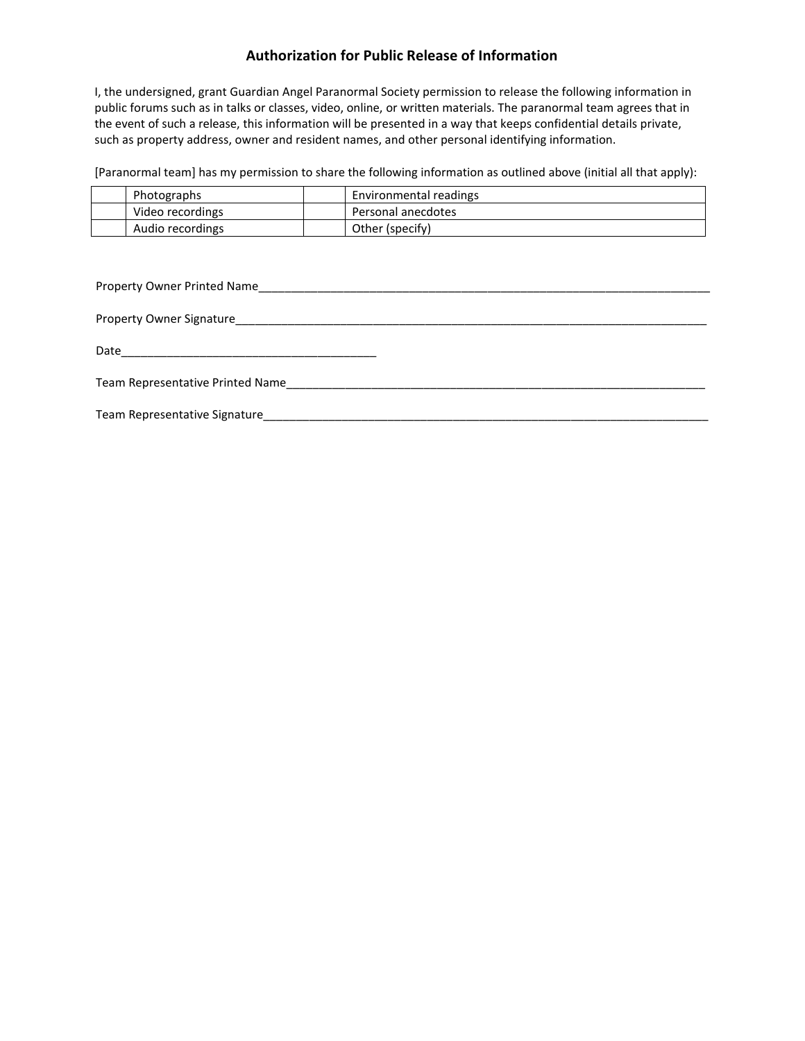## Authorization for Public Release of Information

I, the undersigned, grant Guardian Angel Paranormal Society permission to release the following information in public forums such as in talks or classes, video, online, or written materials. The paranormal team agrees that in the event of such a release, this information will be presented in a way that keeps confidential details private, such as property address, owner and resident names, and other personal identifying information.

[Paranormal team] has my permission to share the following information as outlined above (initial all that apply):

| | | | |
|---|---|---|---|
| | Photographs | | Environmental readings |
| | Video recordings | | Personal anecdotes |
| | Audio recordings | | Other (specify) |

Property Owner Printed Name______________________________________________________________________

Property Owner Signature_________________________________________________________________________

Date________________________________________

Team Representative Printed Name_________________________________________________________________

Team Representative Signature_____________________________________________________________________